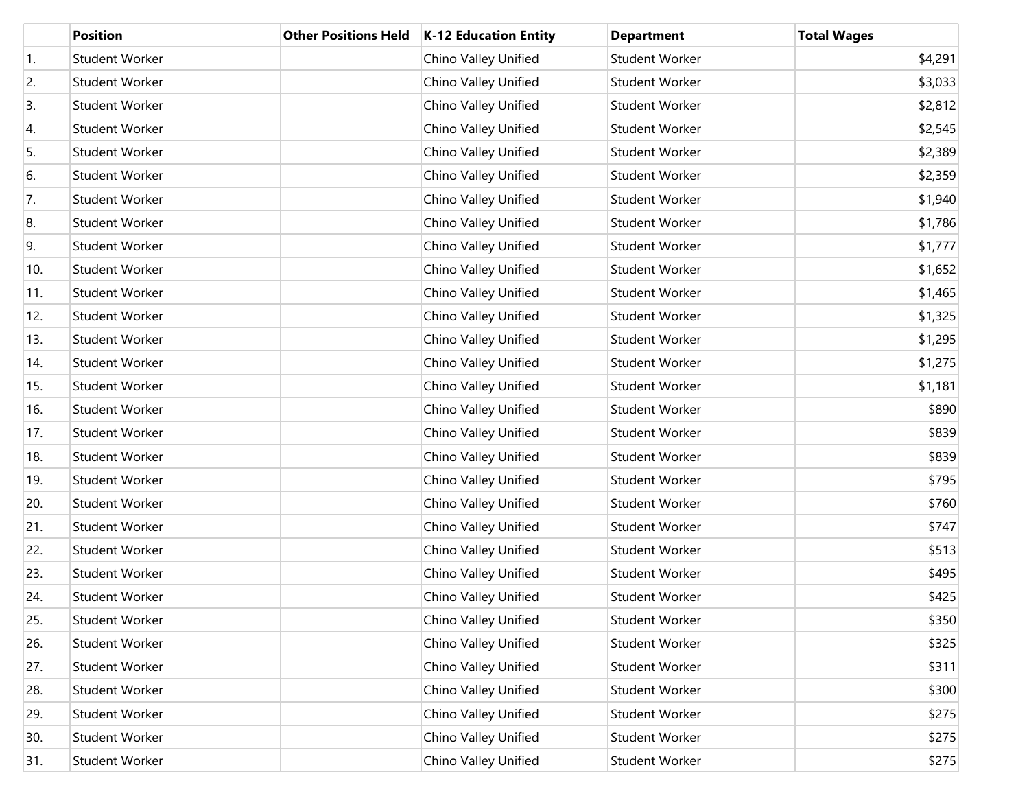| | Position | Other Positions Held | K-12 Education Entity | Department | Total Wages |
|---|---|---|---|---|---|
| 1. | Student Worker | | Chino Valley Unified | Student Worker | $4,291 |
| 2. | Student Worker | | Chino Valley Unified | Student Worker | $3,033 |
| 3. | Student Worker | | Chino Valley Unified | Student Worker | $2,812 |
| 4. | Student Worker | | Chino Valley Unified | Student Worker | $2,545 |
| 5. | Student Worker | | Chino Valley Unified | Student Worker | $2,389 |
| 6. | Student Worker | | Chino Valley Unified | Student Worker | $2,359 |
| 7. | Student Worker | | Chino Valley Unified | Student Worker | $1,940 |
| 8. | Student Worker | | Chino Valley Unified | Student Worker | $1,786 |
| 9. | Student Worker | | Chino Valley Unified | Student Worker | $1,777 |
| 10. | Student Worker | | Chino Valley Unified | Student Worker | $1,652 |
| 11. | Student Worker | | Chino Valley Unified | Student Worker | $1,465 |
| 12. | Student Worker | | Chino Valley Unified | Student Worker | $1,325 |
| 13. | Student Worker | | Chino Valley Unified | Student Worker | $1,295 |
| 14. | Student Worker | | Chino Valley Unified | Student Worker | $1,275 |
| 15. | Student Worker | | Chino Valley Unified | Student Worker | $1,181 |
| 16. | Student Worker | | Chino Valley Unified | Student Worker | $890 |
| 17. | Student Worker | | Chino Valley Unified | Student Worker | $839 |
| 18. | Student Worker | | Chino Valley Unified | Student Worker | $839 |
| 19. | Student Worker | | Chino Valley Unified | Student Worker | $795 |
| 20. | Student Worker | | Chino Valley Unified | Student Worker | $760 |
| 21. | Student Worker | | Chino Valley Unified | Student Worker | $747 |
| 22. | Student Worker | | Chino Valley Unified | Student Worker | $513 |
| 23. | Student Worker | | Chino Valley Unified | Student Worker | $495 |
| 24. | Student Worker | | Chino Valley Unified | Student Worker | $425 |
| 25. | Student Worker | | Chino Valley Unified | Student Worker | $350 |
| 26. | Student Worker | | Chino Valley Unified | Student Worker | $325 |
| 27. | Student Worker | | Chino Valley Unified | Student Worker | $311 |
| 28. | Student Worker | | Chino Valley Unified | Student Worker | $300 |
| 29. | Student Worker | | Chino Valley Unified | Student Worker | $275 |
| 30. | Student Worker | | Chino Valley Unified | Student Worker | $275 |
| 31. | Student Worker | | Chino Valley Unified | Student Worker | $275 |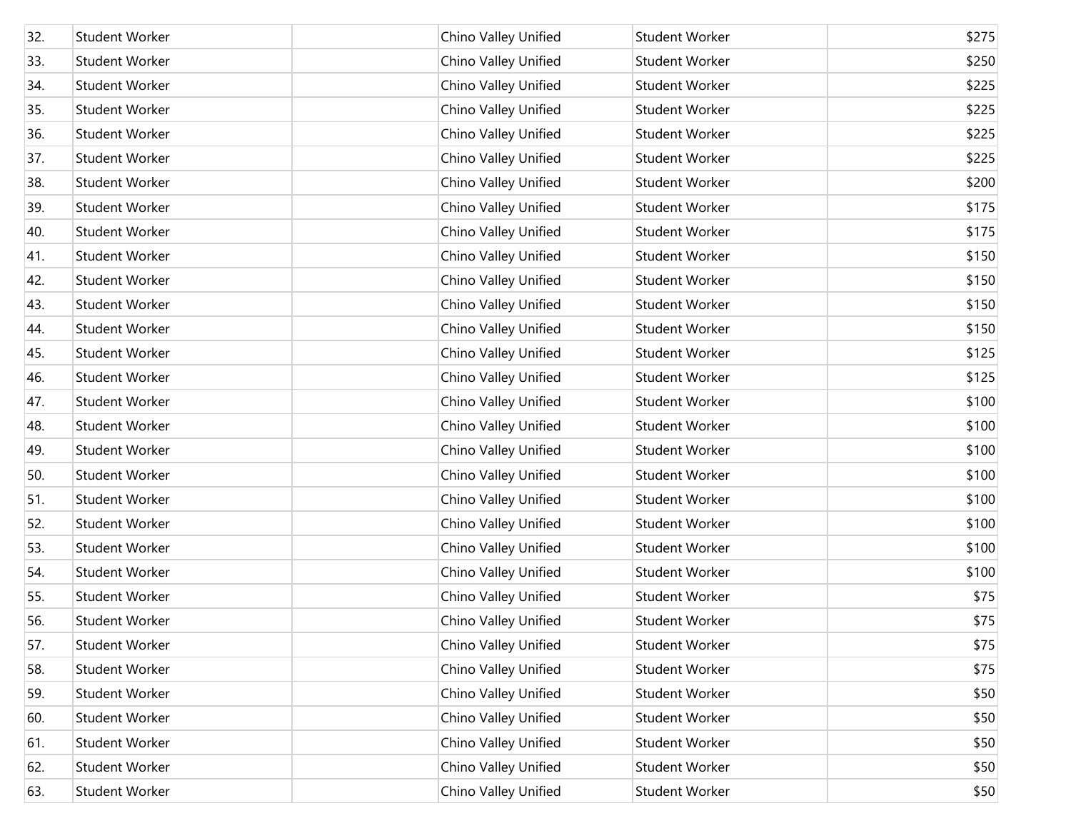| | | | | | |
|---|---|---|---|---|---|
| 32. | Student Worker | | Chino Valley Unified | Student Worker | $275 |
| 33. | Student Worker | | Chino Valley Unified | Student Worker | $250 |
| 34. | Student Worker | | Chino Valley Unified | Student Worker | $225 |
| 35. | Student Worker | | Chino Valley Unified | Student Worker | $225 |
| 36. | Student Worker | | Chino Valley Unified | Student Worker | $225 |
| 37. | Student Worker | | Chino Valley Unified | Student Worker | $225 |
| 38. | Student Worker | | Chino Valley Unified | Student Worker | $200 |
| 39. | Student Worker | | Chino Valley Unified | Student Worker | $175 |
| 40. | Student Worker | | Chino Valley Unified | Student Worker | $175 |
| 41. | Student Worker | | Chino Valley Unified | Student Worker | $150 |
| 42. | Student Worker | | Chino Valley Unified | Student Worker | $150 |
| 43. | Student Worker | | Chino Valley Unified | Student Worker | $150 |
| 44. | Student Worker | | Chino Valley Unified | Student Worker | $150 |
| 45. | Student Worker | | Chino Valley Unified | Student Worker | $125 |
| 46. | Student Worker | | Chino Valley Unified | Student Worker | $125 |
| 47. | Student Worker | | Chino Valley Unified | Student Worker | $100 |
| 48. | Student Worker | | Chino Valley Unified | Student Worker | $100 |
| 49. | Student Worker | | Chino Valley Unified | Student Worker | $100 |
| 50. | Student Worker | | Chino Valley Unified | Student Worker | $100 |
| 51. | Student Worker | | Chino Valley Unified | Student Worker | $100 |
| 52. | Student Worker | | Chino Valley Unified | Student Worker | $100 |
| 53. | Student Worker | | Chino Valley Unified | Student Worker | $100 |
| 54. | Student Worker | | Chino Valley Unified | Student Worker | $100 |
| 55. | Student Worker | | Chino Valley Unified | Student Worker | $75 |
| 56. | Student Worker | | Chino Valley Unified | Student Worker | $75 |
| 57. | Student Worker | | Chino Valley Unified | Student Worker | $75 |
| 58. | Student Worker | | Chino Valley Unified | Student Worker | $75 |
| 59. | Student Worker | | Chino Valley Unified | Student Worker | $50 |
| 60. | Student Worker | | Chino Valley Unified | Student Worker | $50 |
| 61. | Student Worker | | Chino Valley Unified | Student Worker | $50 |
| 62. | Student Worker | | Chino Valley Unified | Student Worker | $50 |
| 63. | Student Worker | | Chino Valley Unified | Student Worker | $50 |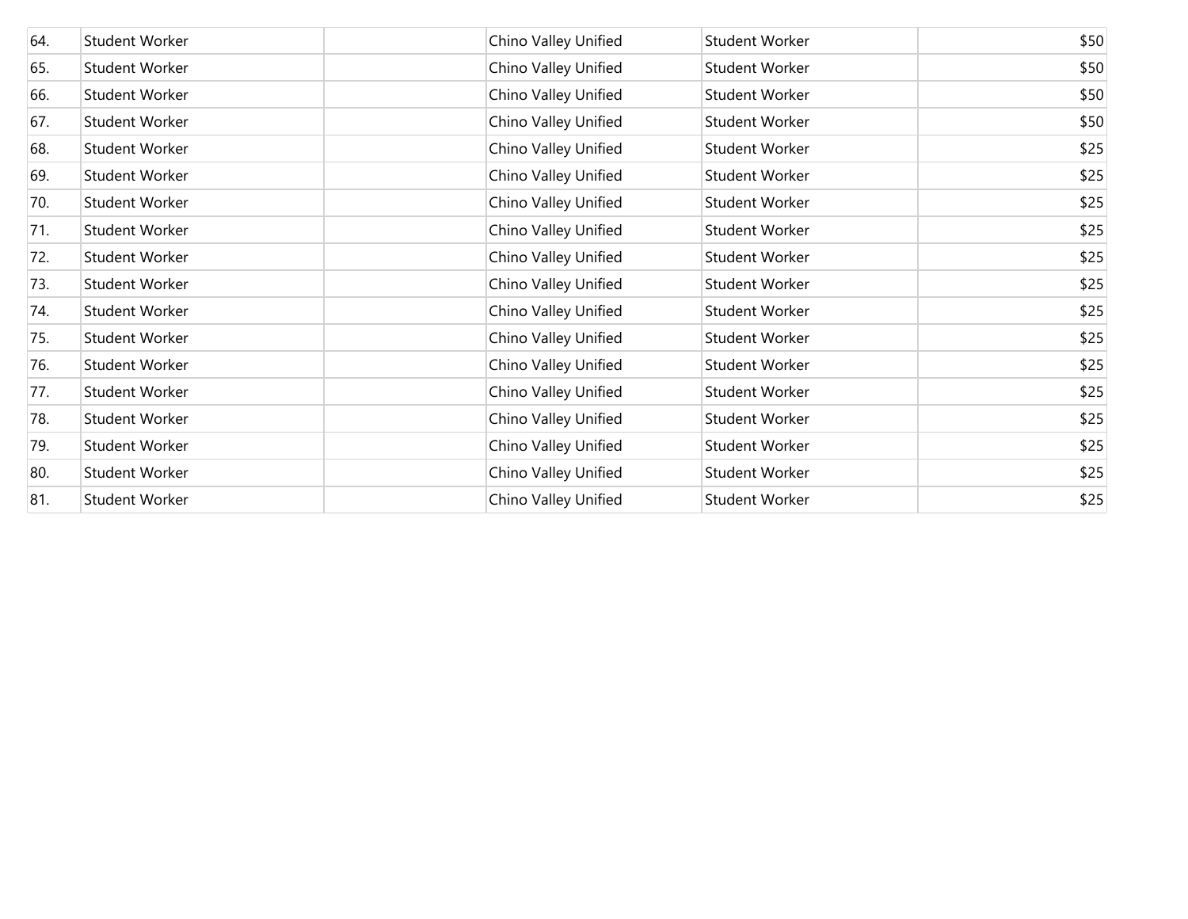| | | | | | |
|---|---|---|---|---|---|
| 64. | Student Worker | | Chino Valley Unified | Student Worker | $50 |
| 65. | Student Worker | | Chino Valley Unified | Student Worker | $50 |
| 66. | Student Worker | | Chino Valley Unified | Student Worker | $50 |
| 67. | Student Worker | | Chino Valley Unified | Student Worker | $50 |
| 68. | Student Worker | | Chino Valley Unified | Student Worker | $25 |
| 69. | Student Worker | | Chino Valley Unified | Student Worker | $25 |
| 70. | Student Worker | | Chino Valley Unified | Student Worker | $25 |
| 71. | Student Worker | | Chino Valley Unified | Student Worker | $25 |
| 72. | Student Worker | | Chino Valley Unified | Student Worker | $25 |
| 73. | Student Worker | | Chino Valley Unified | Student Worker | $25 |
| 74. | Student Worker | | Chino Valley Unified | Student Worker | $25 |
| 75. | Student Worker | | Chino Valley Unified | Student Worker | $25 |
| 76. | Student Worker | | Chino Valley Unified | Student Worker | $25 |
| 77. | Student Worker | | Chino Valley Unified | Student Worker | $25 |
| 78. | Student Worker | | Chino Valley Unified | Student Worker | $25 |
| 79. | Student Worker | | Chino Valley Unified | Student Worker | $25 |
| 80. | Student Worker | | Chino Valley Unified | Student Worker | $25 |
| 81. | Student Worker | | Chino Valley Unified | Student Worker | $25 |